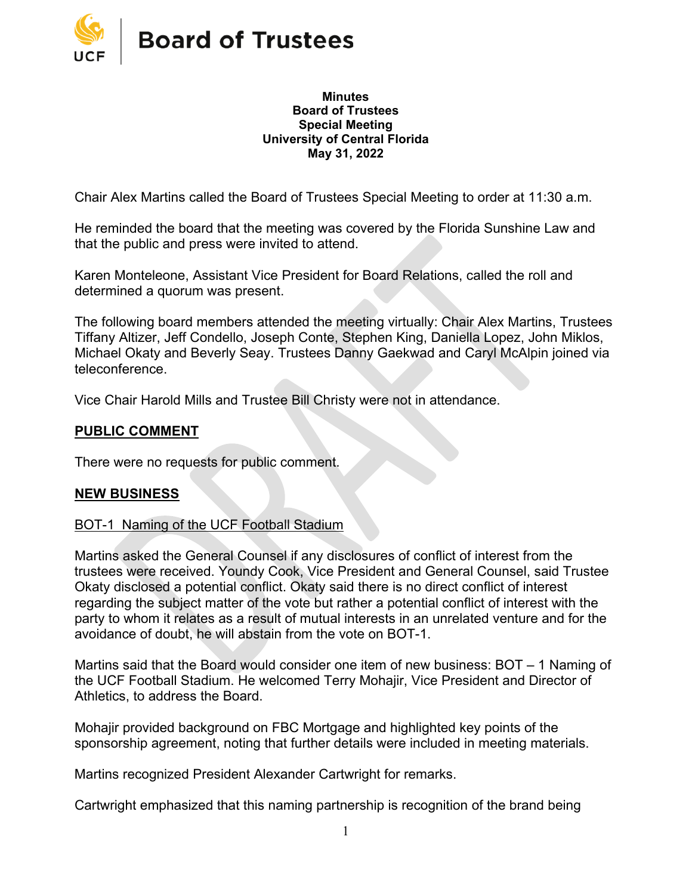# Board of Trustees

**Minutes**
**Board of Trustees**
**Special Meeting**
**University of Central Florida**
**May 31, 2022**

Chair Alex Martins called the Board of Trustees Special Meeting to order at 11:30 a.m.

He reminded the board that the meeting was covered by the Florida Sunshine Law and that the public and press were invited to attend.

Karen Monteleone, Assistant Vice President for Board Relations, called the roll and determined a quorum was present.

The following board members attended the meeting virtually: Chair Alex Martins, Trustees Tiffany Altizer, Jeff Condello, Joseph Conte, Stephen King, Daniella Lopez, John Miklos, Michael Okaty and Beverly Seay. Trustees Danny Gaekwad and Caryl McAlpin joined via teleconference.

Vice Chair Harold Mills and Trustee Bill Christy were not in attendance.

## PUBLIC COMMENT

There were no requests for public comment.

## NEW BUSINESS

### BOT-1 Naming of the UCF Football Stadium

Martins asked the General Counsel if any disclosures of conflict of interest from the trustees were received. Youndy Cook, Vice President and General Counsel, said Trustee Okaty disclosed a potential conflict. Okaty said there is no direct conflict of interest regarding the subject matter of the vote but rather a potential conflict of interest with the party to whom it relates as a result of mutual interests in an unrelated venture and for the avoidance of doubt, he will abstain from the vote on BOT-1.

Martins said that the Board would consider one item of new business: BOT – 1 Naming of the UCF Football Stadium. He welcomed Terry Mohajir, Vice President and Director of Athletics, to address the Board.

Mohajir provided background on FBC Mortgage and highlighted key points of the sponsorship agreement, noting that further details were included in meeting materials.

Martins recognized President Alexander Cartwright for remarks.

Cartwright emphasized that this naming partnership is recognition of the brand being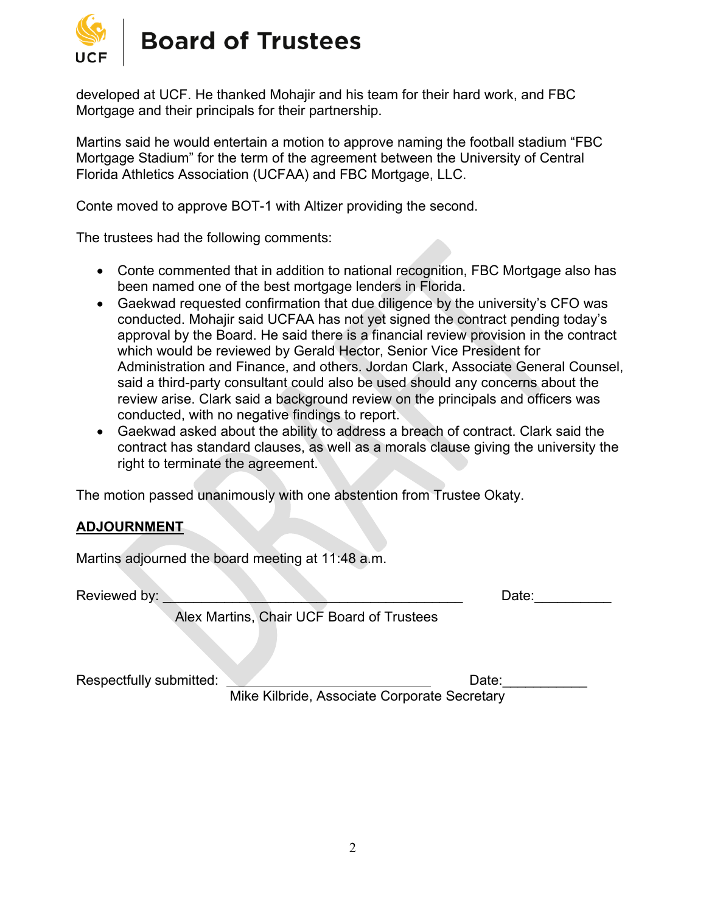developed at UCF. He thanked Mohajir and his team for their hard work, and FBC Mortgage and their principals for their partnership.

Martins said he would entertain a motion to approve naming the football stadium "FBC Mortgage Stadium" for the term of the agreement between the University of Central Florida Athletics Association (UCFAA) and FBC Mortgage, LLC.

Conte moved to approve BOT-1 with Altizer providing the second.

The trustees had the following comments:

- Conte commented that in addition to national recognition, FBC Mortgage also has been named one of the best mortgage lenders in Florida.
- Gaekwad requested confirmation that due diligence by the university's CFO was conducted. Mohajir said UCFAA has not yet signed the contract pending today's approval by the Board. He said there is a financial review provision in the contract which would be reviewed by Gerald Hector, Senior Vice President for Administration and Finance, and others. Jordan Clark, Associate General Counsel, said a third-party consultant could also be used should any concerns about the review arise. Clark said a background review on the principals and officers was conducted, with no negative findings to report.
- Gaekwad asked about the ability to address a breach of contract. Clark said the contract has standard clauses, as well as a morals clause giving the university the right to terminate the agreement.

The motion passed unanimously with one abstention from Trustee Okaty.

## ADJOURNMENT

Martins adjourned the board meeting at 11:48 a.m.

Reviewed by: ________________________________________ Date:__________

Alex Martins, Chair UCF Board of Trustees

Respectfully submitted: ___________________________ Date:___________

Mike Kilbride, Associate Corporate Secretary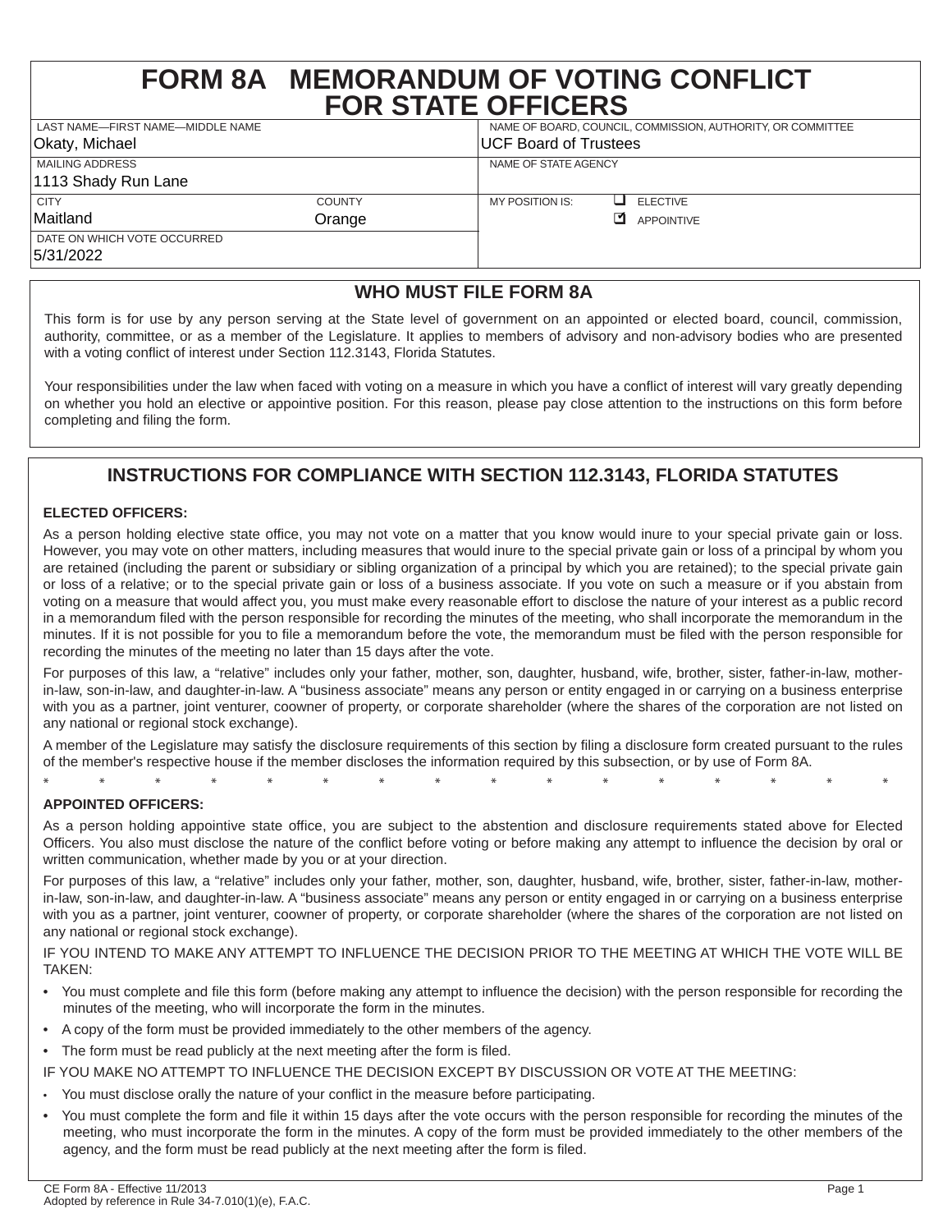# FORM 8A MEMORANDUM OF VOTING CONFLICT FOR STATE OFFICERS

| LAST NAME—FIRST NAME—MIDDLE NAME | | NAME OF BOARD, COUNCIL, COMMISSION, AUTHORITY, OR COMMITTEE |
|---|---|---|
| Okaty, Michael | | UCF Board of Trustees |
| MAILING ADDRESS | | NAME OF STATE AGENCY |
| 1113 Shady Run Lane | | |
| CITY | COUNTY | MY POSITION IS: ☐ ELECTIVE ☑ APPOINTIVE |
| Maitland | Orange | |
| DATE ON WHICH VOTE OCCURRED | | |
| 5/31/2022 | | |

## WHO MUST FILE FORM 8A

This form is for use by any person serving at the State level of government on an appointed or elected board, council, commission, authority, committee, or as a member of the Legislature. It applies to members of advisory and non-advisory bodies who are presented with a voting conflict of interest under Section 112.3143, Florida Statutes.

Your responsibilities under the law when faced with voting on a measure in which you have a conflict of interest will vary greatly depending on whether you hold an elective or appointive position. For this reason, please pay close attention to the instructions on this form before completing and filing the form.

## INSTRUCTIONS FOR COMPLIANCE WITH SECTION 112.3143, FLORIDA STATUTES

**ELECTED OFFICERS:**

As a person holding elective state office, you may not vote on a matter that you know would inure to your special private gain or loss. However, you may vote on other matters, including measures that would inure to the special private gain or loss of a principal by whom you are retained (including the parent or subsidiary or sibling organization of a principal by which you are retained); to the special private gain or loss of a relative; or to the special private gain or loss of a business associate. If you vote on such a measure or if you abstain from voting on a measure that would affect you, you must make every reasonable effort to disclose the nature of your interest as a public record in a memorandum filed with the person responsible for recording the minutes of the meeting, who shall incorporate the memorandum in the minutes. If it is not possible for you to file a memorandum before the vote, the memorandum must be filed with the person responsible for recording the minutes of the meeting no later than 15 days after the vote.

For purposes of this law, a "relative" includes only your father, mother, son, daughter, husband, wife, brother, sister, father-in-law, mother-in-law, son-in-law, and daughter-in-law. A "business associate" means any person or entity engaged in or carrying on a business enterprise with you as a partner, joint venturer, coowner of property, or corporate shareholder (where the shares of the corporation are not listed on any national or regional stock exchange).

A member of the Legislature may satisfy the disclosure requirements of this section by filing a disclosure form created pursuant to the rules of the member's respective house if the member discloses the information required by this subsection, or by use of Form 8A.

\* \* \* \* \* \* \* \* \* \* \* \* \* \* \* \*

**APPOINTED OFFICERS:**

As a person holding appointive state office, you are subject to the abstention and disclosure requirements stated above for Elected Officers. You also must disclose the nature of the conflict before voting or before making any attempt to influence the decision by oral or written communication, whether made by you or at your direction.

For purposes of this law, a "relative" includes only your father, mother, son, daughter, husband, wife, brother, sister, father-in-law, mother-in-law, son-in-law, and daughter-in-law. A "business associate" means any person or entity engaged in or carrying on a business enterprise with you as a partner, joint venturer, coowner of property, or corporate shareholder (where the shares of the corporation are not listed on any national or regional stock exchange).

IF YOU INTEND TO MAKE ANY ATTEMPT TO INFLUENCE THE DECISION PRIOR TO THE MEETING AT WHICH THE VOTE WILL BE TAKEN:

- You must complete and file this form (before making any attempt to influence the decision) with the person responsible for recording the minutes of the meeting, who will incorporate the form in the minutes.
- A copy of the form must be provided immediately to the other members of the agency.
- The form must be read publicly at the next meeting after the form is filed.

IF YOU MAKE NO ATTEMPT TO INFLUENCE THE DECISION EXCEPT BY DISCUSSION OR VOTE AT THE MEETING:

- You must disclose orally the nature of your conflict in the measure before participating.
- You must complete the form and file it within 15 days after the vote occurs with the person responsible for recording the minutes of the meeting, who must incorporate the form in the minutes. A copy of the form must be provided immediately to the other members of the agency, and the form must be read publicly at the next meeting after the form is filed.

CE Form 8A - Effective 11/2013
Adopted by reference in Rule 34-7.010(1)(e), F.A.C.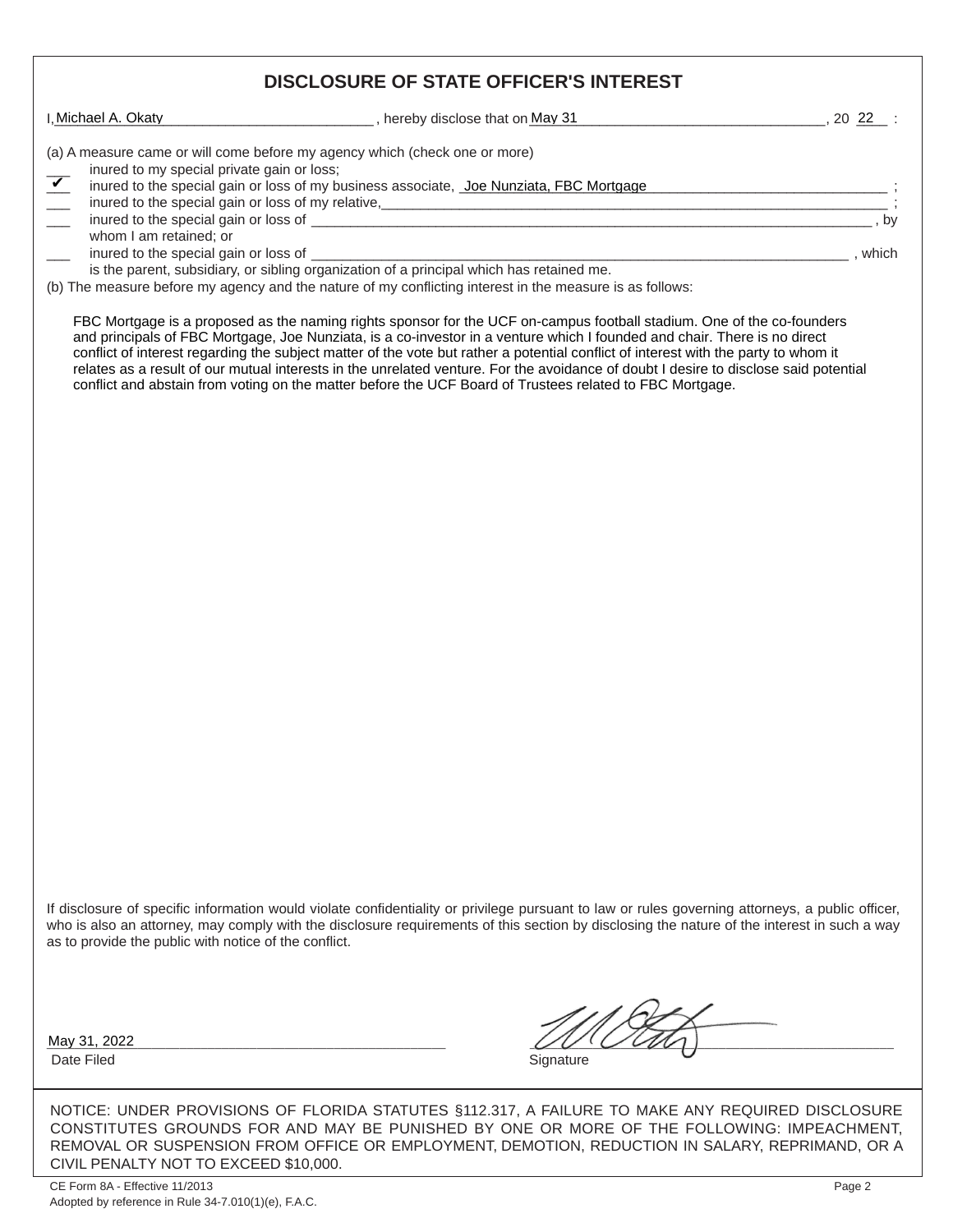# DISCLOSURE OF STATE OFFICER'S INTEREST

I, Michael A. Okaty, hereby disclose that on May 31, 20 22 :

(a) A measure came or will come before my agency which (check one or more)

___ inured to my special private gain or loss;

✔ inured to the special gain or loss of my business associate, Joe Nunziata, FBC Mortgage ;

___ inured to the special gain or loss of my relative, ______ ;

___ inured to the special gain or loss of ______ , by whom I am retained; or

___ inured to the special gain or loss of ______ , which is the parent, subsidiary, or sibling organization of a principal which has retained me.

(b) The measure before my agency and the nature of my conflicting interest in the measure is as follows:

FBC Mortgage is a proposed as the naming rights sponsor for the UCF on-campus football stadium. One of the co-founders and principals of FBC Mortgage, Joe Nunziata, is a co-investor in a venture which I founded and chair. There is no direct conflict of interest regarding the subject matter of the vote but rather a potential conflict of interest with the party to whom it relates as a result of our mutual interests in the unrelated venture. For the avoidance of doubt I desire to disclose said potential conflict and abstain from voting on the matter before the UCF Board of Trustees related to FBC Mortgage.

If disclosure of specific information would violate confidentiality or privilege pursuant to law or rules governing attorneys, a public officer, who is also an attorney, may comply with the disclosure requirements of this section by disclosing the nature of the interest in such a way as to provide the public with notice of the conflict.

May 31, 2022
Date Filed

[Signature]
Signature

NOTICE: UNDER PROVISIONS OF FLORIDA STATUTES §112.317, A FAILURE TO MAKE ANY REQUIRED DISCLOSURE CONSTITUTES GROUNDS FOR AND MAY BE PUNISHED BY ONE OR MORE OF THE FOLLOWING: IMPEACHMENT, REMOVAL OR SUSPENSION FROM OFFICE OR EMPLOYMENT, DEMOTION, REDUCTION IN SALARY, REPRIMAND, OR A CIVIL PENALTY NOT TO EXCEED $10,000.

CE Form 8A - Effective 11/2013
Adopted by reference in Rule 34-7.010(1)(e), F.A.C.